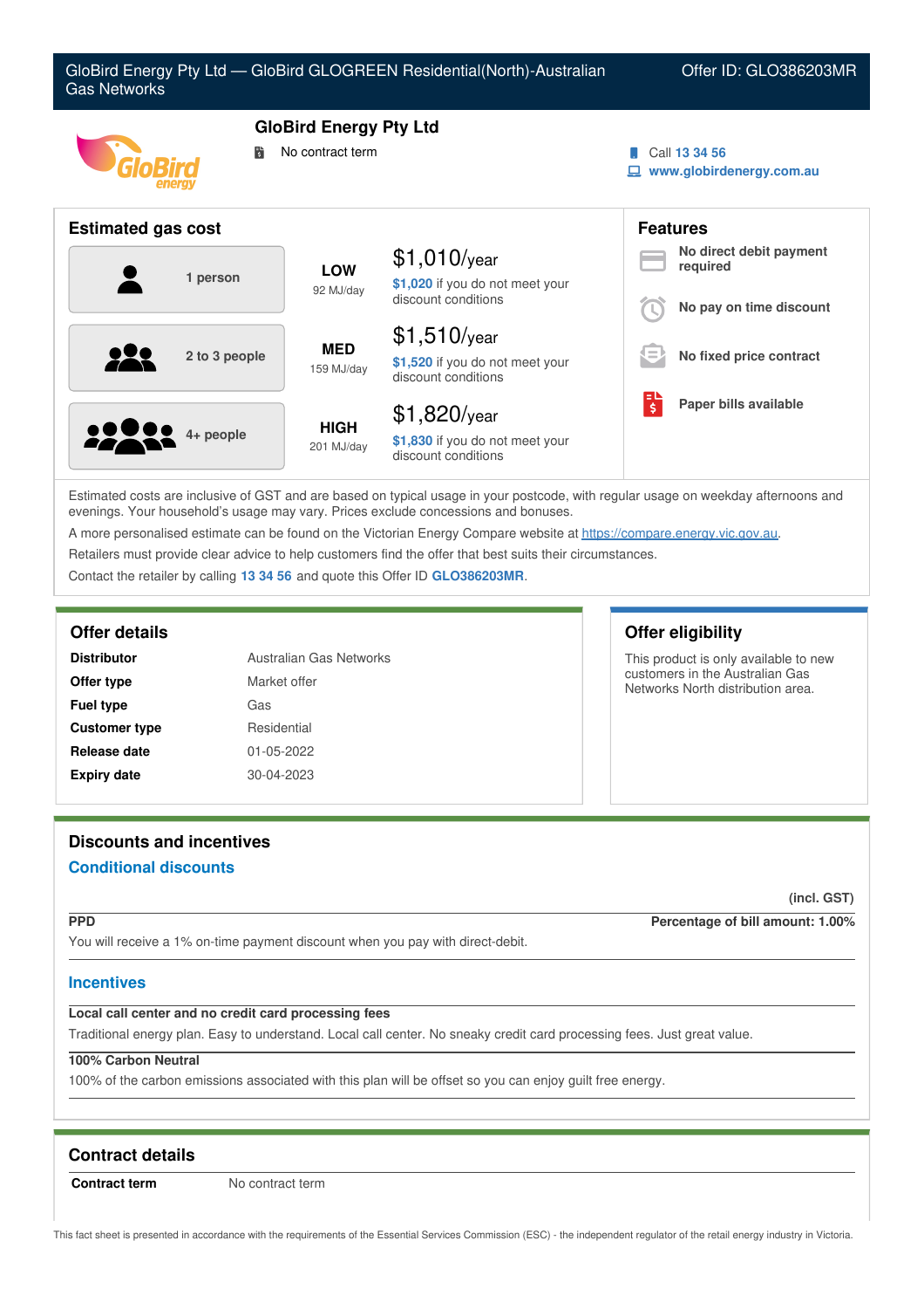GloBird Energy Pty Ltd — GloBird GLOGREEN Residential(North)-Australian Gas Networks

Offer ID: GLO386203MR

## GloBird Energy Pty Ltd

No contract term

Call 13 34 56

www.globirdenergy.com.au

## Estimated gas cost

| Household | Usage | Cost |
|---|---|---|
| 1 person | LOW 92 MJ/day | $1,010/year — $1,020 if you do not meet your discount conditions |
| 2 to 3 people | MED 159 MJ/day | $1,510/year — $1,520 if you do not meet your discount conditions |
| 4+ people | HIGH 201 MJ/day | $1,820/year — $1,830 if you do not meet your discount conditions |

## Features

- **No direct debit payment required**
- **No pay on time discount**
- **No fixed price contract**
- **Paper bills available**

Estimated costs are inclusive of GST and are based on typical usage in your postcode, with regular usage on weekday afternoons and evenings. Your household's usage may vary. Prices exclude concessions and bonuses.

A more personalised estimate can be found on the Victorian Energy Compare website at https://compare.energy.vic.gov.au.

Retailers must provide clear advice to help customers find the offer that best suits their circumstances.

Contact the retailer by calling 13 34 56 and quote this Offer ID GLO386203MR.

## Offer details

| | |
|---|---|
| **Distributor** | Australian Gas Networks |
| **Offer type** | Market offer |
| **Fuel type** | Gas |
| **Customer type** | Residential |
| **Release date** | 01-05-2022 |
| **Expiry date** | 30-04-2023 |

## Offer eligibility

This product is only available to new customers in the Australian Gas Networks North distribution area.

## Discounts and incentives

### Conditional discounts

(incl. GST)

**PPD** — **Percentage of bill amount: 1.00%**

You will receive a 1% on-time payment discount when you pay with direct-debit.

### Incentives

**Local call center and no credit card processing fees**

Traditional energy plan. Easy to understand. Local call center. No sneaky credit card processing fees. Just great value.

**100% Carbon Neutral**

100% of the carbon emissions associated with this plan will be offset so you can enjoy guilt free energy.

## Contract details

| | |
|---|---|
| **Contract term** | No contract term |

This fact sheet is presented in accordance with the requirements of the Essential Services Commission (ESC) - the independent regulator of the retail energy industry in Victoria.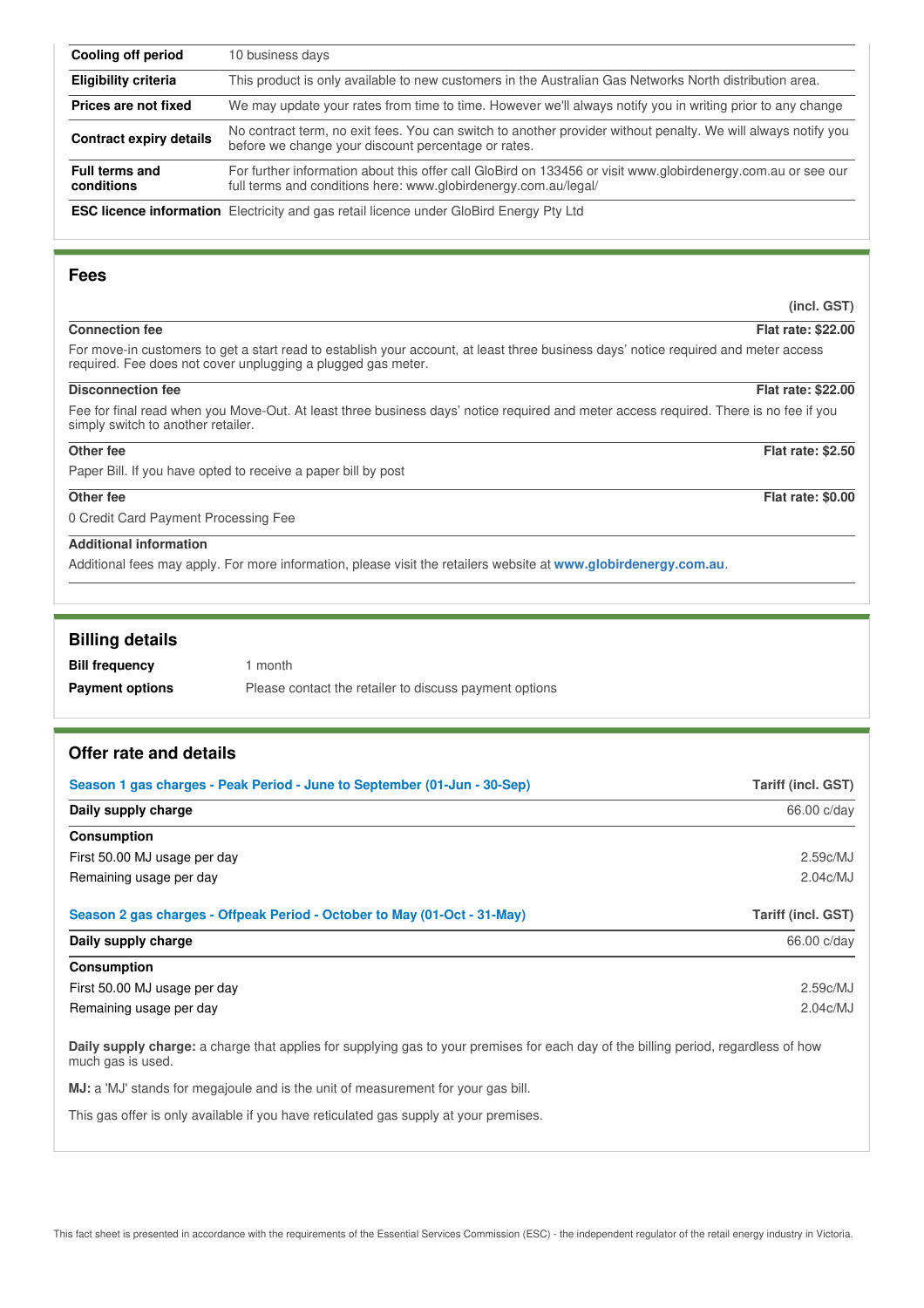| | |
|---|---|
| **Cooling off period** | 10 business days |
| **Eligibility criteria** | This product is only available to new customers in the Australian Gas Networks North distribution area. |
| **Prices are not fixed** | We may update your rates from time to time. However we'll always notify you in writing prior to any change |
| **Contract expiry details** | No contract term, no exit fees. You can switch to another provider without penalty. We will always notify you before we change your discount percentage or rates. |
| **Full terms and conditions** | For further information about this offer call GloBird on 133456 or visit www.globirdenergy.com.au or see our full terms and conditions here: www.globirdenergy.com.au/legal/ |
| **ESC licence information** | Electricity and gas retail licence under GloBird Energy Pty Ltd |

## Fees

| | **(incl. GST)** |
|---|---|
| **Connection fee** | **Flat rate: $22.00** |
| For move-in customers to get a start read to establish your account, at least three business days' notice required and meter access required. Fee does not cover unplugging a plugged gas meter. | |
| **Disconnection fee** | **Flat rate: $22.00** |
| Fee for final read when you Move-Out. At least three business days' notice required and meter access required. There is no fee if you simply switch to another retailer. | |
| **Other fee** | **Flat rate: $2.50** |
| Paper Bill. If you have opted to receive a paper bill by post | |
| **Other fee** | **Flat rate: $0.00** |
| 0 Credit Card Payment Processing Fee | |

**Additional information**

Additional fees may apply. For more information, please visit the retailers website at **www.globirdenergy.com.au**.

## Billing details

| | |
|---|---|
| **Bill frequency** | 1 month |
| **Payment options** | Please contact the retailer to discuss payment options |

## Offer rate and details

| Season 1 gas charges - Peak Period - June to September (01-Jun - 30-Sep) | Tariff (incl. GST) |
|---|---|
| **Daily supply charge** | 66.00 c/day |
| **Consumption** | |
| First 50.00 MJ usage per day | 2.59c/MJ |
| Remaining usage per day | 2.04c/MJ |

| Season 2 gas charges - Offpeak Period - October to May (01-Oct - 31-May) | Tariff (incl. GST) |
|---|---|
| **Daily supply charge** | 66.00 c/day |
| **Consumption** | |
| First 50.00 MJ usage per day | 2.59c/MJ |
| Remaining usage per day | 2.04c/MJ |

**Daily supply charge:** a charge that applies for supplying gas to your premises for each day of the billing period, regardless of how much gas is used.

**MJ:** a 'MJ' stands for megajoule and is the unit of measurement for your gas bill.

This gas offer is only available if you have reticulated gas supply at your premises.

This fact sheet is presented in accordance with the requirements of the Essential Services Commission (ESC) - the independent regulator of the retail energy industry in Victoria.